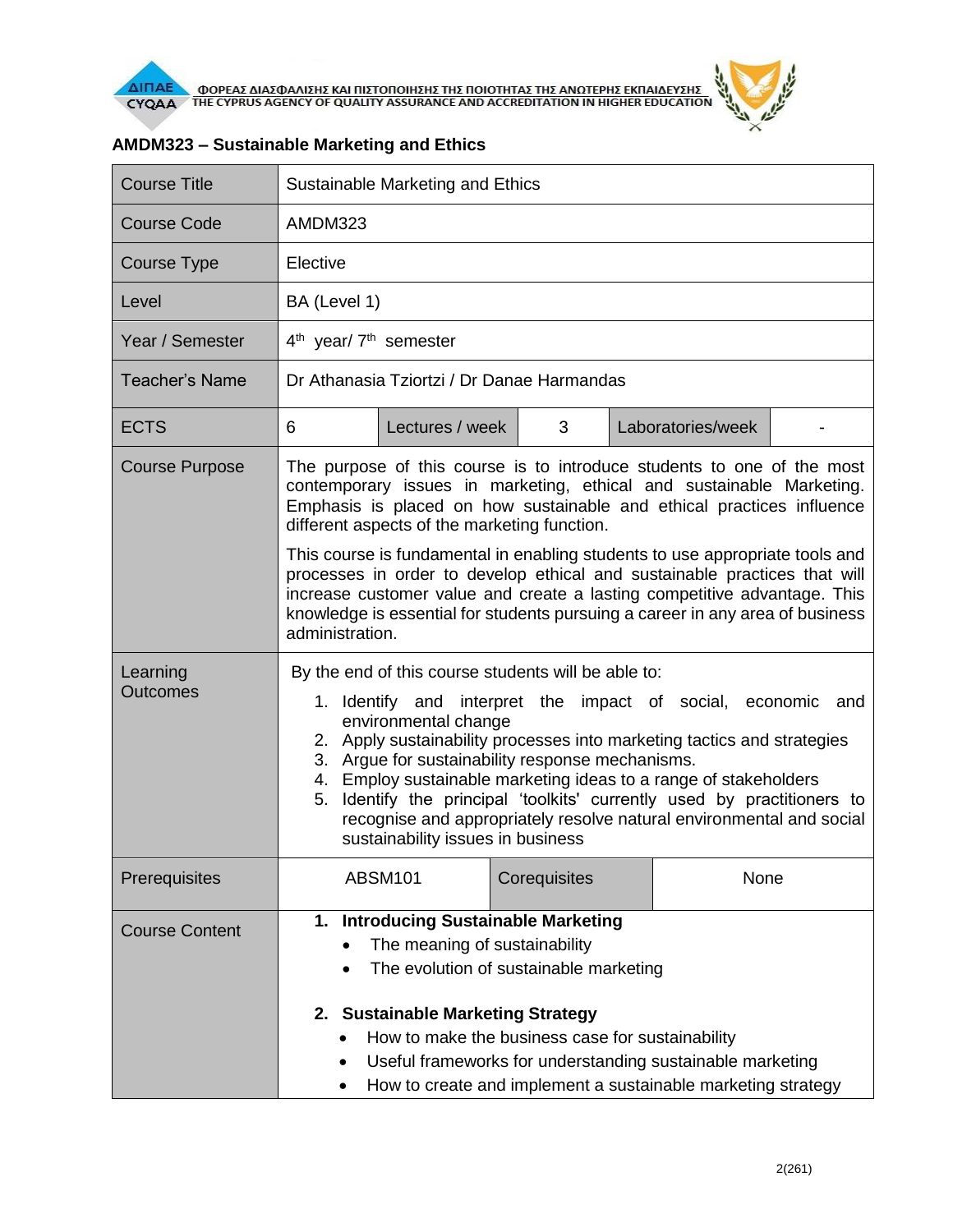ΦΟΡΕΑΣ ΔΙΑΣΦΑΛΙΣΗΣ ΚΑΙ ΠΙΣΤΟΠΟΙΗΣΗΣ ΤΗΣ ΠΟΙΟΤΗΤΑΣ ΤΗΣ ΑΝΩΤΕΡΗΣ ΕΚΠΑΙΔΕΥΣΗΣ
THE CYPRUS AGENCY OF QUALITY ASSURANCE AND ACCREDITATION IN HIGHER EDUCATION

## AMDM323 – Sustainable Marketing and Ethics

| Course Title | Sustainable Marketing and Ethics | | | | |
|---|---|---|---|---|---|
| Course Code | AMDM323 | | | | |
| Course Type | Elective | | | | |
| Level | BA (Level 1) | | | | |
| Year / Semester | 4th year/ 7th semester | | | | |
| Teacher's Name | Dr Athanasia Tziortzi / Dr Danae Harmandas | | | | |
| ECTS | 6 | Lectures / week | 3 | Laboratories/week | - |
| Course Purpose | The purpose of this course is to introduce students to one of the most contemporary issues in marketing, ethical and sustainable Marketing. Emphasis is placed on how sustainable and ethical practices influence different aspects of the marketing function.<br><br>This course is fundamental in enabling students to use appropriate tools and processes in order to develop ethical and sustainable practices that will increase customer value and create a lasting competitive advantage. This knowledge is essential for students pursuing a career in any area of business administration. | | | | |
| Learning Outcomes | By the end of this course students will be able to:<br>1. Identify and interpret the impact of social, economic and environmental change<br>2. Apply sustainability processes into marketing tactics and strategies<br>3. Argue for sustainability response mechanisms.<br>4. Employ sustainable marketing ideas to a range of stakeholders<br>5. Identify the principal 'toolkits' currently used by practitioners to recognise and appropriately resolve natural environmental and social sustainability issues in business | | | | |
| Prerequisites | ABSM101 | Corequisites | None | | |
| Course Content | **1. Introducing Sustainable Marketing**<br>• The meaning of sustainability<br>• The evolution of sustainable marketing<br><br>**2. Sustainable Marketing Strategy**<br>• How to make the business case for sustainability<br>• Useful frameworks for understanding sustainable marketing<br>• How to create and implement a sustainable marketing strategy | | | | |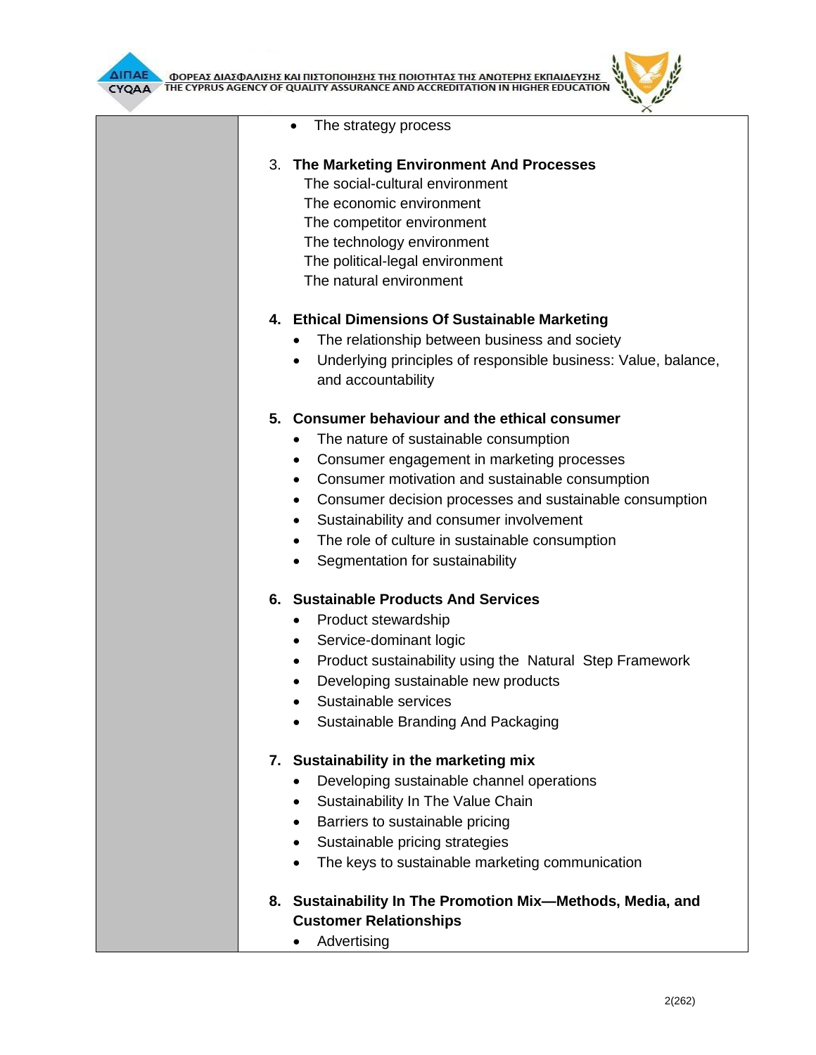- The strategy process

3. **The Marketing Environment And Processes**
   The social-cultural environment
   The economic environment
   The competitor environment
   The technology environment
   The political-legal environment
   The natural environment

4. **Ethical Dimensions Of Sustainable Marketing**
   - The relationship between business and society
   - Underlying principles of responsible business: Value, balance, and accountability

5. **Consumer behaviour and the ethical consumer**
   - The nature of sustainable consumption
   - Consumer engagement in marketing processes
   - Consumer motivation and sustainable consumption
   - Consumer decision processes and sustainable consumption
   - Sustainability and consumer involvement
   - The role of culture in sustainable consumption
   - Segmentation for sustainability

6. **Sustainable Products And Services**
   - Product stewardship
   - Service-dominant logic
   - Product sustainability using the Natural Step Framework
   - Developing sustainable new products
   - Sustainable services
   - Sustainable Branding And Packaging

7. **Sustainability in the marketing mix**
   - Developing sustainable channel operations
   - Sustainability In The Value Chain
   - Barriers to sustainable pricing
   - Sustainable pricing strategies
   - The keys to sustainable marketing communication

8. **Sustainability In The Promotion Mix—Methods, Media, and Customer Relationships**
   - Advertising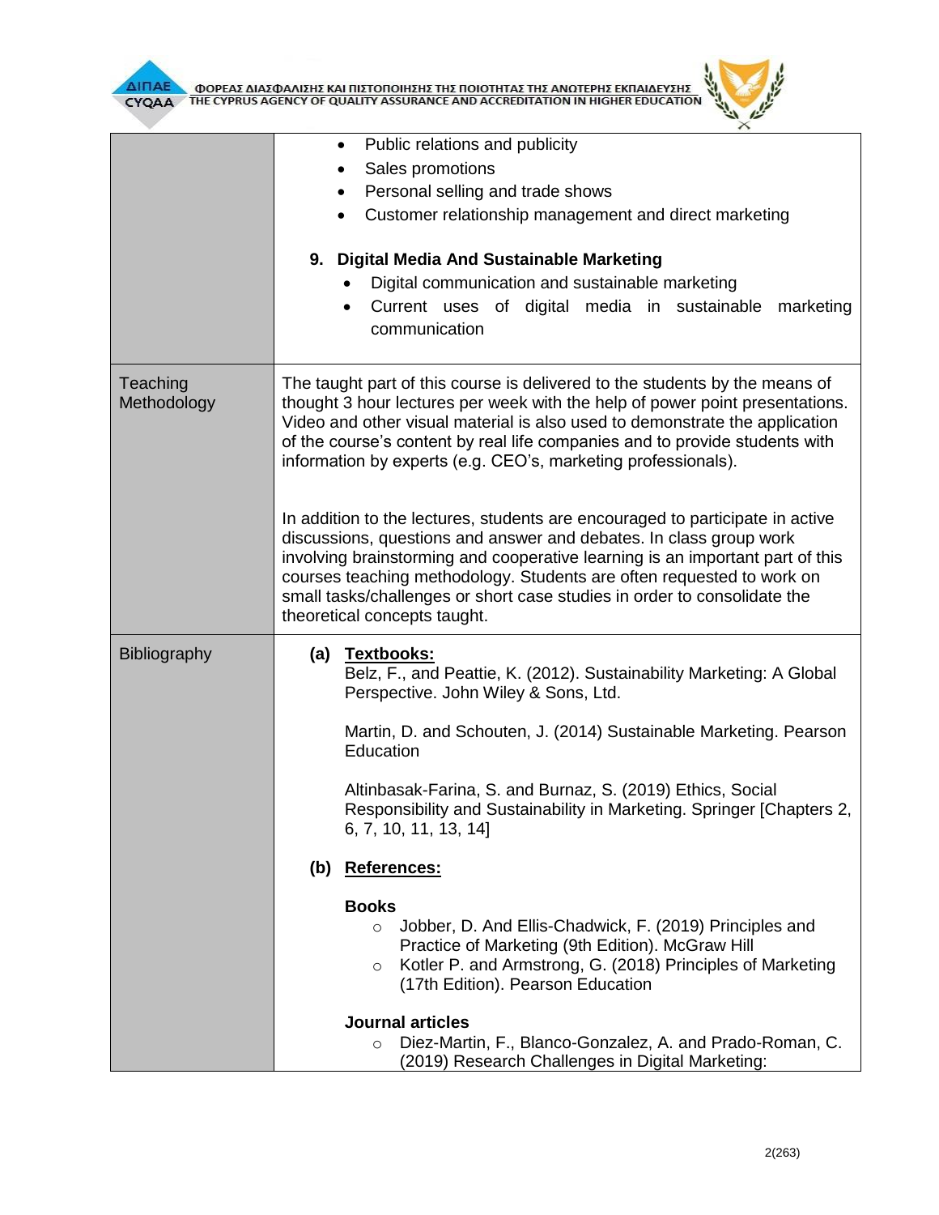| | |
|---|---|
| | • Public relations and publicity<br>• Sales promotions<br>• Personal selling and trade shows<br>• Customer relationship management and direct marketing<br><br>**9. Digital Media And Sustainable Marketing**<br>• Digital communication and sustainable marketing<br>• Current uses of digital media in sustainable marketing communication |
| Teaching Methodology | The taught part of this course is delivered to the students by the means of thought 3 hour lectures per week with the help of power point presentations. Video and other visual material is also used to demonstrate the application of the course's content by real life companies and to provide students with information by experts (e.g. CEO's, marketing professionals).<br><br>In addition to the lectures, students are encouraged to participate in active discussions, questions and answer and debates. In class group work involving brainstorming and cooperative learning is an important part of this courses teaching methodology. Students are often requested to work on small tasks/challenges or short case studies in order to consolidate the theoretical concepts taught. |
| Bibliography | **(a) <u>Textbooks:</u>**<br>Belz, F., and Peattie, K. (2012). Sustainability Marketing: A Global Perspective. John Wiley & Sons, Ltd.<br><br>Martin, D. and Schouten, J. (2014) Sustainable Marketing. Pearson Education<br><br>Altinbasak-Farina, S. and Burnaz, S. (2019) Ethics, Social Responsibility and Sustainability in Marketing. Springer [Chapters 2, 6, 7, 10, 11, 13, 14]<br><br>**(b) <u>References:</u>**<br><br>**Books**<br>○ Jobber, D. And Ellis-Chadwick, F. (2019) Principles and Practice of Marketing (9th Edition). McGraw Hill<br>○ Kotler P. and Armstrong, G. (2018) Principles of Marketing (17th Edition). Pearson Education<br><br>**Journal articles**<br>○ Diez-Martin, F., Blanco-Gonzalez, A. and Prado-Roman, C. (2019) Research Challenges in Digital Marketing: |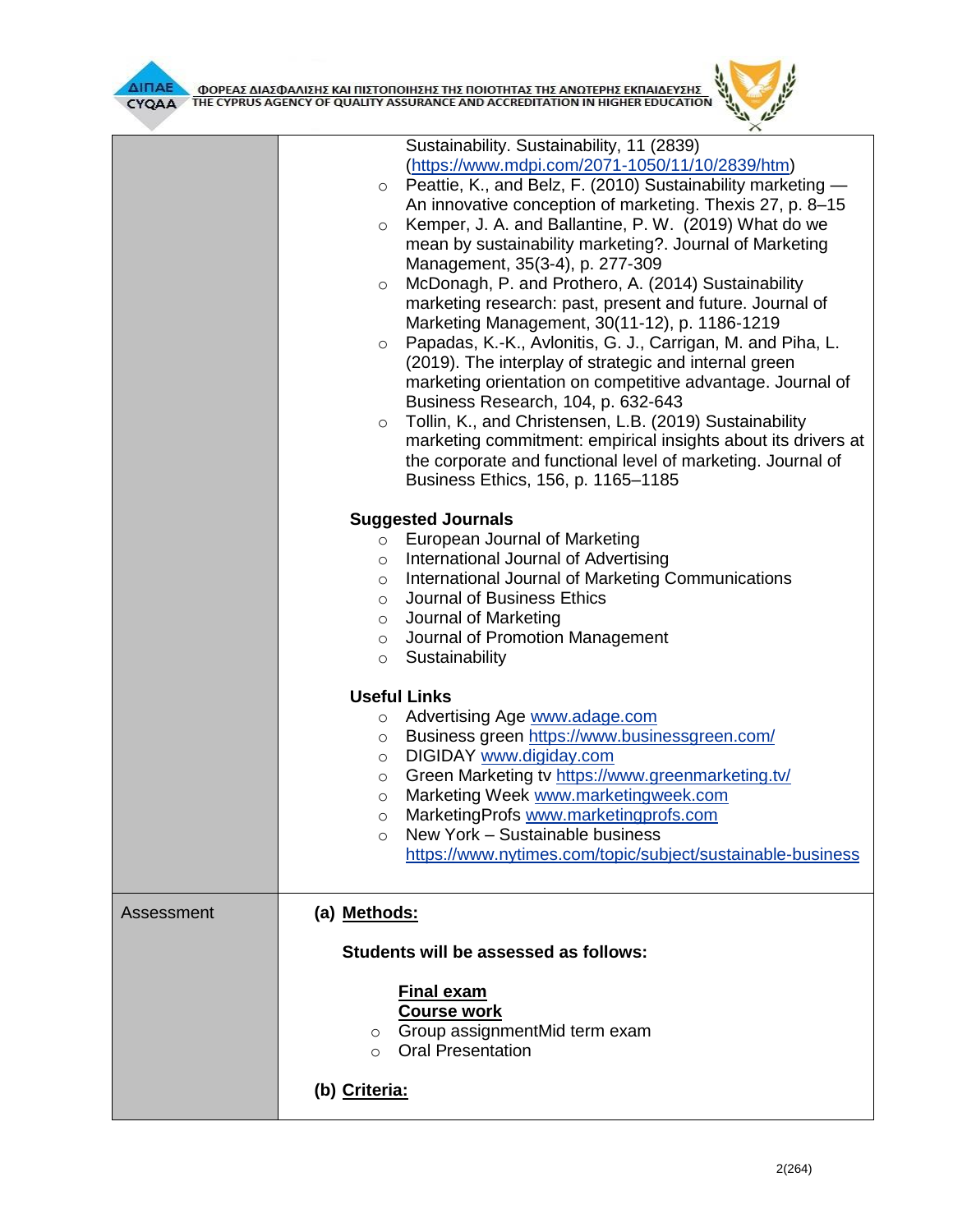| | |
|---|---|
| | Sustainability. Sustainability, 11 (2839) (https://www.mdpi.com/2071-1050/11/10/2839/htm)<br>○ Peattie, K., and Belz, F. (2010) Sustainability marketing — An innovative conception of marketing. Thexis 27, p. 8–15<br>○ Kemper, J. A. and Ballantine, P. W. (2019) What do we mean by sustainability marketing?. Journal of Marketing Management, 35(3-4), p. 277-309<br>○ McDonagh, P. and Prothero, A. (2014) Sustainability marketing research: past, present and future. Journal of Marketing Management, 30(11-12), p. 1186-1219<br>○ Papadas, K.-K., Avlonitis, G. J., Carrigan, M. and Piha, L. (2019). The interplay of strategic and internal green marketing orientation on competitive advantage. Journal of Business Research, 104, p. 632-643<br>○ Tollin, K., and Christensen, L.B. (2019) Sustainability marketing commitment: empirical insights about its drivers at the corporate and functional level of marketing. Journal of Business Ethics, 156, p. 1165–1185<br><br>**Suggested Journals**<br>○ European Journal of Marketing<br>○ International Journal of Advertising<br>○ International Journal of Marketing Communications<br>○ Journal of Business Ethics<br>○ Journal of Marketing<br>○ Journal of Promotion Management<br>○ Sustainability<br><br>**Useful Links**<br>○ Advertising Age www.adage.com<br>○ Business green https://www.businessgreen.com/<br>○ DIGIDAY www.digiday.com<br>○ Green Marketing tv https://www.greenmarketing.tv/<br>○ Marketing Week www.marketingweek.com<br>○ MarketingProfs www.marketingprofs.com<br>○ New York – Sustainable business https://www.nytimes.com/topic/subject/sustainable-business |
| Assessment | **(a) Methods:**<br><br>**Students will be assessed as follows:**<br><br>**Final exam**<br>**Course work**<br>○ Group assignmentMid term exam<br>○ Oral Presentation<br><br>**(b) Criteria:** |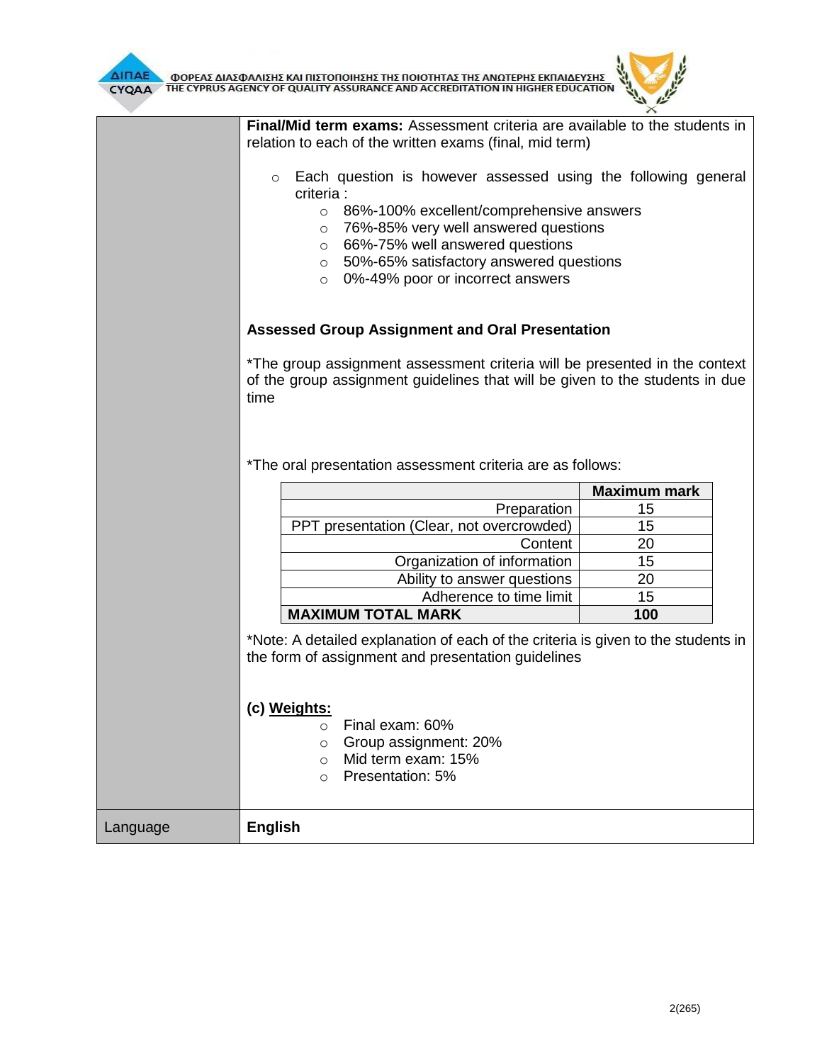**Final/Mid term exams:** Assessment criteria are available to the students in relation to each of the written exams (final, mid term)

- Each question is however assessed using the following general criteria :
  - 86%-100% excellent/comprehensive answers
  - 76%-85% very well answered questions
  - 66%-75% well answered questions
  - 50%-65% satisfactory answered questions
  - 0%-49% poor or incorrect answers

**Assessed Group Assignment and Oral Presentation**

*The group assignment assessment criteria will be presented in the context of the group assignment guidelines that will be given to the students in due time

*The oral presentation assessment criteria are as follows:

| | Maximum mark |
|---|---|
| Preparation | 15 |
| PPT presentation (Clear, not overcrowded) | 15 |
| Content | 20 |
| Organization of information | 15 |
| Ability to answer questions | 20 |
| Adherence to time limit | 15 |
| **MAXIMUM TOTAL MARK** | **100** |

*Note: A detailed explanation of each of the criteria is given to the students in the form of assignment and presentation guidelines

**(c) Weights:**

- Final exam: 60%
- Group assignment: 20%
- Mid term exam: 15%
- Presentation: 5%

| | |
|---|---|
| Language | **English** |